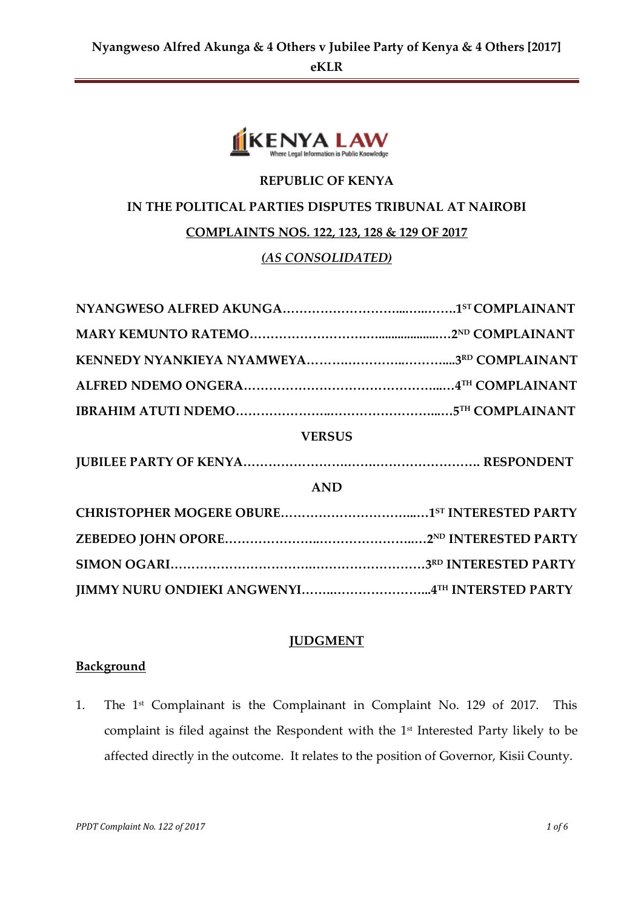**REPUBLIC OF KENYA**

**IN THE POLITICAL PARTIES DISPUTES TRIBUNAL AT NAIROBI**

**COMPLAINTS NOS. 122, 123, 128 & 129 OF 2017**

***(AS CONSOLIDATED)***

**NYANGWESO ALFRED AKUNGA……………………….……..……..1ST COMPLAINANT**

**MARY KEMUNTO RATEMO…………………………………………2ND COMPLAINANT**

**KENNEDY NYANKIEYA NYAMWEYA………………………………...3RD COMPLAINANT**

**ALFRED NDEMO ONGERA………………………………………..…4TH COMPLAINANT**

**IBRAHIM ATUTI NDEMO……………………………………………..…5TH COMPLAINANT**

**VERSUS**

**JUBILEE PARTY OF KENYA……………………………………………. RESPONDENT**

**AND**

**CHRISTOPHER MOGERE OBURE…………………………..…1ST INTERESTED PARTY**

**ZEBEDEO JOHN OPORE…………………………………..…2ND INTERESTED PARTY**

**SIMON OGARI……………………………………………………3RD INTERESTED PARTY**

**JIMMY NURU ONDIEKI ANGWENYI……………………………...4TH INTERSTED PARTY**

## JUDGMENT

### Background

1. The 1st Complainant is the Complainant in Complaint No. 129 of 2017. This complaint is filed against the Respondent with the 1st Interested Party likely to be affected directly in the outcome. It relates to the position of Governor, Kisii County.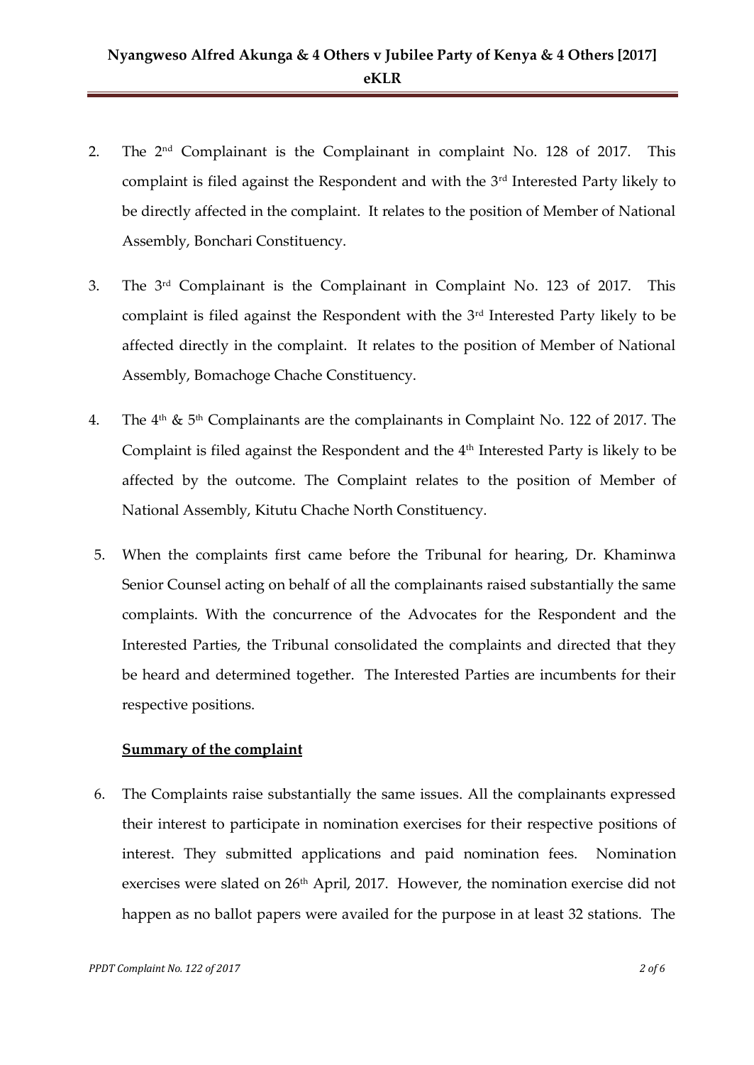2. The 2nd Complainant is the Complainant in complaint No. 128 of 2017. This complaint is filed against the Respondent and with the 3rd Interested Party likely to be directly affected in the complaint. It relates to the position of Member of National Assembly, Bonchari Constituency.

3. The 3rd Complainant is the Complainant in Complaint No. 123 of 2017. This complaint is filed against the Respondent with the 3rd Interested Party likely to be affected directly in the complaint. It relates to the position of Member of National Assembly, Bomachoge Chache Constituency.

4. The 4th & 5th Complainants are the complainants in Complaint No. 122 of 2017. The Complaint is filed against the Respondent and the 4th Interested Party is likely to be affected by the outcome. The Complaint relates to the position of Member of National Assembly, Kitutu Chache North Constituency.

5. When the complaints first came before the Tribunal for hearing, Dr. Khaminwa Senior Counsel acting on behalf of all the complainants raised substantially the same complaints. With the concurrence of the Advocates for the Respondent and the Interested Parties, the Tribunal consolidated the complaints and directed that they be heard and determined together. The Interested Parties are incumbents for their respective positions.

**Summary of the complaint**

6. The Complaints raise substantially the same issues. All the complainants expressed their interest to participate in nomination exercises for their respective positions of interest. They submitted applications and paid nomination fees. Nomination exercises were slated on 26th April, 2017. However, the nomination exercise did not happen as no ballot papers were availed for the purpose in at least 32 stations. The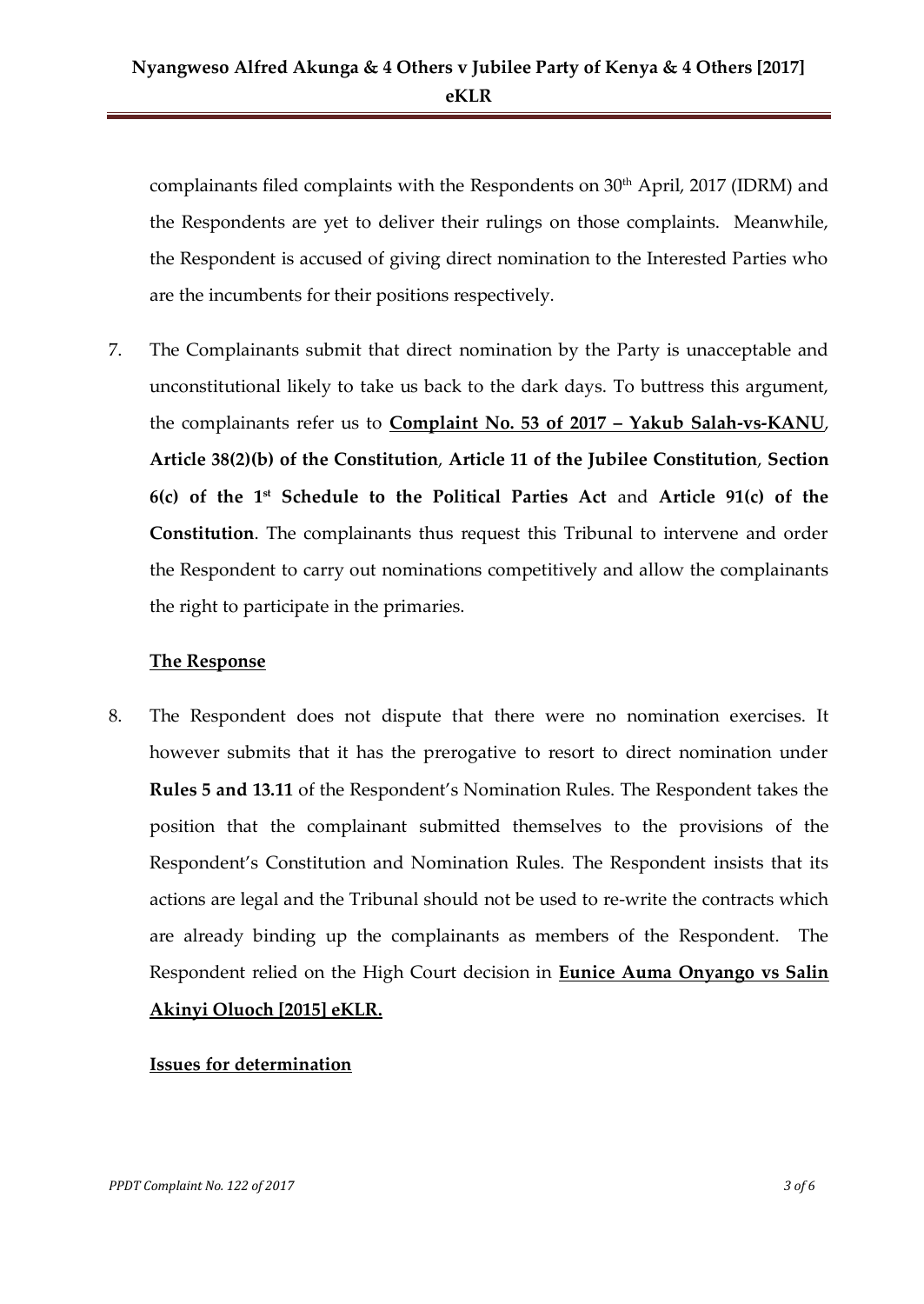complainants filed complaints with the Respondents on 30th April, 2017 (IDRM) and the Respondents are yet to deliver their rulings on those complaints. Meanwhile, the Respondent is accused of giving direct nomination to the Interested Parties who are the incumbents for their positions respectively.

7. The Complainants submit that direct nomination by the Party is unacceptable and unconstitutional likely to take us back to the dark days. To buttress this argument, the complainants refer us to **<u>Complaint No. 53 of 2017 – Yakub Salah-vs-KANU</u>**, **Article 38(2)(b) of the Constitution**, **Article 11 of the Jubilee Constitution**, **Section 6(c) of the 1st Schedule to the Political Parties Act** and **Article 91(c) of the Constitution**. The complainants thus request this Tribunal to intervene and order the Respondent to carry out nominations competitively and allow the complainants the right to participate in the primaries.

**<u>The Response</u>**

8. The Respondent does not dispute that there were no nomination exercises. It however submits that it has the prerogative to resort to direct nomination under **Rules 5 and 13.11** of the Respondent's Nomination Rules. The Respondent takes the position that the complainant submitted themselves to the provisions of the Respondent's Constitution and Nomination Rules. The Respondent insists that its actions are legal and the Tribunal should not be used to re-write the contracts which are already binding up the complainants as members of the Respondent. The Respondent relied on the High Court decision in **<u>Eunice Auma Onyango vs Salin Akinyi Oluoch [2015] eKLR.</u>**

**<u>Issues for determination</u>**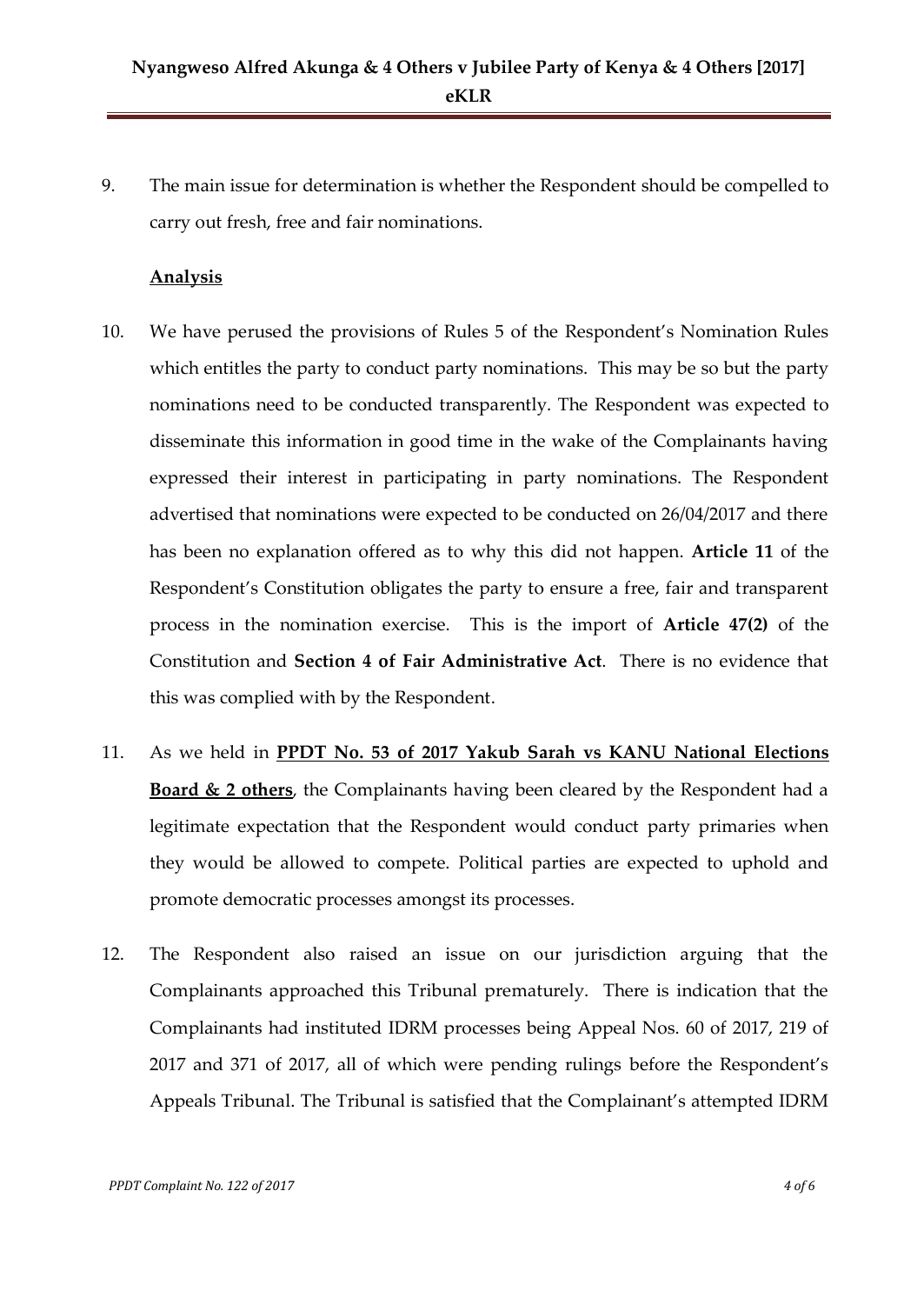9. The main issue for determination is whether the Respondent should be compelled to carry out fresh, free and fair nominations.

**Analysis**

10. We have perused the provisions of Rules 5 of the Respondent's Nomination Rules which entitles the party to conduct party nominations. This may be so but the party nominations need to be conducted transparently. The Respondent was expected to disseminate this information in good time in the wake of the Complainants having expressed their interest in participating in party nominations. The Respondent advertised that nominations were expected to be conducted on 26/04/2017 and there has been no explanation offered as to why this did not happen. **Article 11** of the Respondent's Constitution obligates the party to ensure a free, fair and transparent process in the nomination exercise. This is the import of **Article 47(2)** of the Constitution and **Section 4 of Fair Administrative Act**. There is no evidence that this was complied with by the Respondent.

11. As we held in **PPDT No. 53 of 2017 Yakub Sarah vs KANU National Elections Board & 2 others**, the Complainants having been cleared by the Respondent had a legitimate expectation that the Respondent would conduct party primaries when they would be allowed to compete. Political parties are expected to uphold and promote democratic processes amongst its processes.

12. The Respondent also raised an issue on our jurisdiction arguing that the Complainants approached this Tribunal prematurely. There is indication that the Complainants had instituted IDRM processes being Appeal Nos. 60 of 2017, 219 of 2017 and 371 of 2017, all of which were pending rulings before the Respondent's Appeals Tribunal. The Tribunal is satisfied that the Complainant's attempted IDRM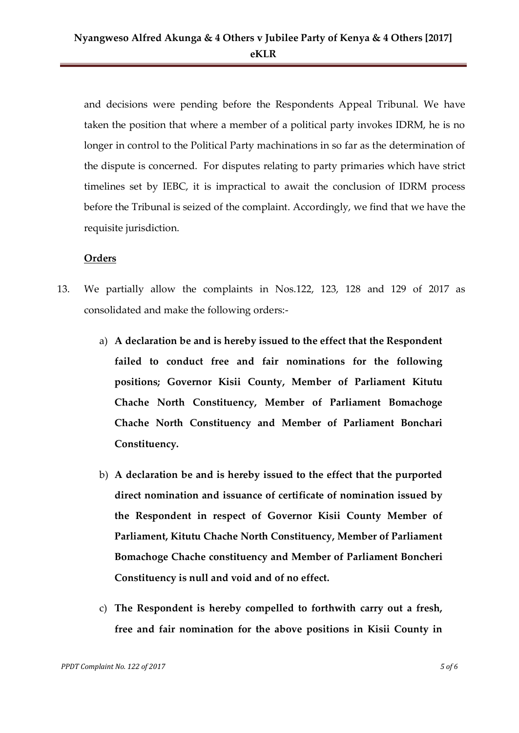and decisions were pending before the Respondents Appeal Tribunal. We have taken the position that where a member of a political party invokes IDRM, he is no longer in control to the Political Party machinations in so far as the determination of the dispute is concerned. For disputes relating to party primaries which have strict timelines set by IEBC, it is impractical to await the conclusion of IDRM process before the Tribunal is seized of the complaint. Accordingly, we find that we have the requisite jurisdiction.

**Orders**

13. We partially allow the complaints in Nos.122, 123, 128 and 129 of 2017 as consolidated and make the following orders:-

    a) **A declaration be and is hereby issued to the effect that the Respondent failed to conduct free and fair nominations for the following positions; Governor Kisii County, Member of Parliament Kitutu Chache North Constituency, Member of Parliament Bomachoge Chache North Constituency and Member of Parliament Bonchari Constituency.**

    b) **A declaration be and is hereby issued to the effect that the purported direct nomination and issuance of certificate of nomination issued by the Respondent in respect of Governor Kisii County Member of Parliament, Kitutu Chache North Constituency, Member of Parliament Bomachoge Chache constituency and Member of Parliament Boncheri Constituency is null and void and of no effect.**

    c) **The Respondent is hereby compelled to forthwith carry out a fresh, free and fair nomination for the above positions in Kisii County in**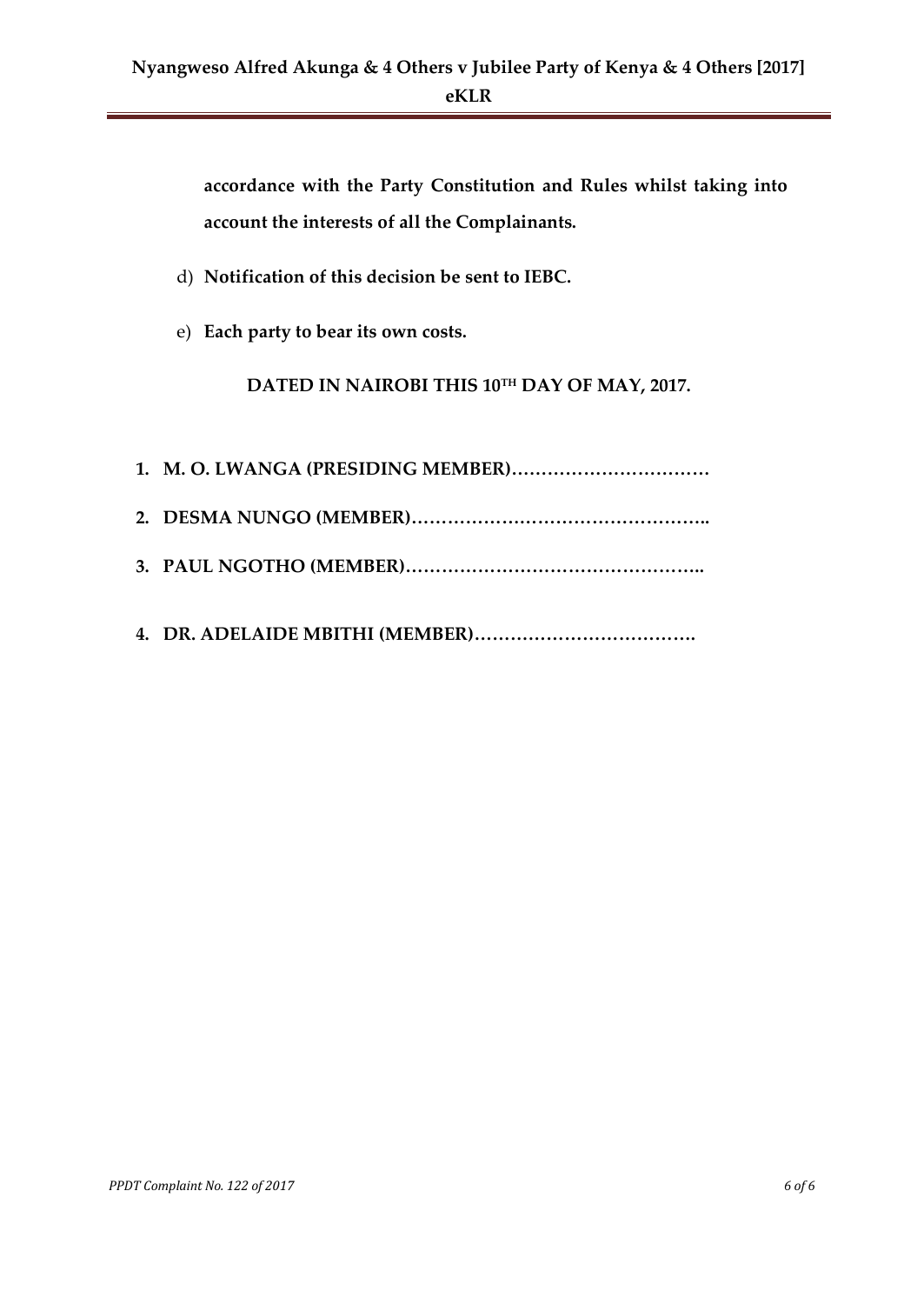**accordance with the Party Constitution and Rules whilst taking into account the interests of all the Complainants.**

d) **Notification of this decision be sent to IEBC.**

e) **Each party to bear its own costs.**

**DATED IN NAIROBI THIS 10TH DAY OF MAY, 2017.**

1. **M. O. LWANGA (PRESIDING MEMBER)……………………………**
2. **DESMA NUNGO (MEMBER)…………………………………………..**
3. **PAUL NGOTHO (MEMBER)…………………………………………..**
4. **DR. ADELAIDE MBITHI (MEMBER)……………………………….**